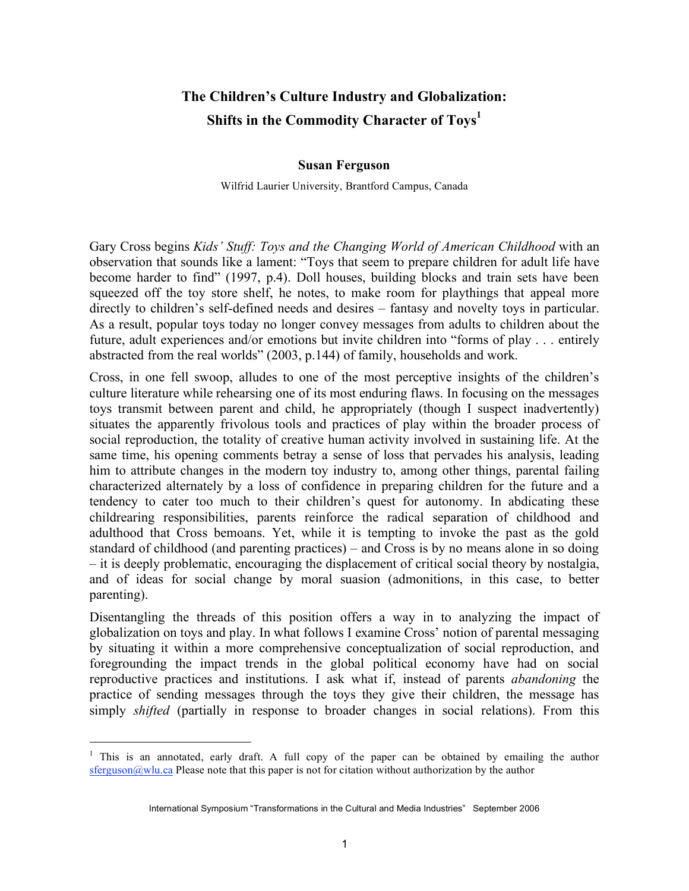# The Children's Culture Industry and Globalization: Shifts in the Commodity Character of Toys[1]

**Susan Ferguson**

Wilfrid Laurier University, Brantford Campus, Canada

Gary Cross begins *Kids' Stuff: Toys and the Changing World of American Childhood* with an observation that sounds like a lament: "Toys that seem to prepare children for adult life have become harder to find" (1997, p.4). Doll houses, building blocks and train sets have been squeezed off the toy store shelf, he notes, to make room for playthings that appeal more directly to children's self-defined needs and desires – fantasy and novelty toys in particular. As a result, popular toys today no longer convey messages from adults to children about the future, adult experiences and/or emotions but invite children into "forms of play . . . entirely abstracted from the real worlds" (2003, p.144) of family, households and work.

Cross, in one fell swoop, alludes to one of the most perceptive insights of the children's culture literature while rehearsing one of its most enduring flaws. In focusing on the messages toys transmit between parent and child, he appropriately (though I suspect inadvertently) situates the apparently frivolous tools and practices of play within the broader process of social reproduction, the totality of creative human activity involved in sustaining life. At the same time, his opening comments betray a sense of loss that pervades his analysis, leading him to attribute changes in the modern toy industry to, among other things, parental failing characterized alternately by a loss of confidence in preparing children for the future and a tendency to cater too much to their children's quest for autonomy. In abdicating these childrearing responsibilities, parents reinforce the radical separation of childhood and adulthood that Cross bemoans. Yet, while it is tempting to invoke the past as the gold standard of childhood (and parenting practices) – and Cross is by no means alone in so doing – it is deeply problematic, encouraging the displacement of critical social theory by nostalgia, and of ideas for social change by moral suasion (admonitions, in this case, to better parenting).

Disentangling the threads of this position offers a way in to analyzing the impact of globalization on toys and play. In what follows I examine Cross' notion of parental messaging by situating it within a more comprehensive conceptualization of social reproduction, and foregrounding the impact trends in the global political economy have had on social reproductive practices and institutions. I ask what if, instead of parents *abandoning* the practice of sending messages through the toys they give their children, the message has simply *shifted* (partially in response to broader changes in social relations). From this

---

[1] This is an annotated, early draft. A full copy of the paper can be obtained by emailing the author sferguson@wlu.ca Please note that this paper is not for citation without authorization by the author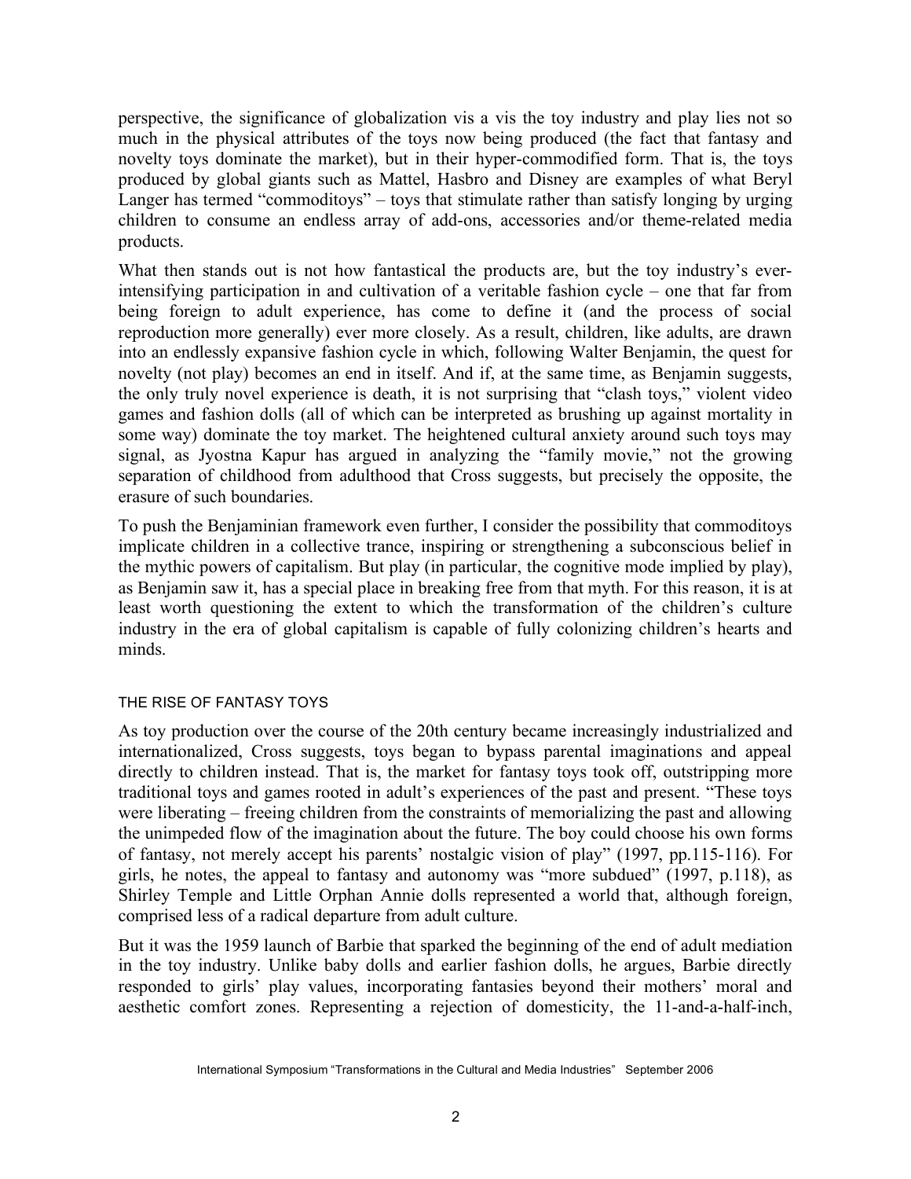perspective, the significance of globalization vis a vis the toy industry and play lies not so much in the physical attributes of the toys now being produced (the fact that fantasy and novelty toys dominate the market), but in their hyper-commodified form. That is, the toys produced by global giants such as Mattel, Hasbro and Disney are examples of what Beryl Langer has termed "commoditoys" – toys that stimulate rather than satisfy longing by urging children to consume an endless array of add-ons, accessories and/or theme-related media products.

What then stands out is not how fantastical the products are, but the toy industry's ever-intensifying participation in and cultivation of a veritable fashion cycle – one that far from being foreign to adult experience, has come to define it (and the process of social reproduction more generally) ever more closely. As a result, children, like adults, are drawn into an endlessly expansive fashion cycle in which, following Walter Benjamin, the quest for novelty (not play) becomes an end in itself. And if, at the same time, as Benjamin suggests, the only truly novel experience is death, it is not surprising that "clash toys," violent video games and fashion dolls (all of which can be interpreted as brushing up against mortality in some way) dominate the toy market. The heightened cultural anxiety around such toys may signal, as Jyostna Kapur has argued in analyzing the "family movie," not the growing separation of childhood from adulthood that Cross suggests, but precisely the opposite, the erasure of such boundaries.

To push the Benjaminian framework even further, I consider the possibility that commoditoys implicate children in a collective trance, inspiring or strengthening a subconscious belief in the mythic powers of capitalism. But play (in particular, the cognitive mode implied by play), as Benjamin saw it, has a special place in breaking free from that myth. For this reason, it is at least worth questioning the extent to which the transformation of the children's culture industry in the era of global capitalism is capable of fully colonizing children's hearts and minds.

## THE RISE OF FANTASY TOYS

As toy production over the course of the 20th century became increasingly industrialized and internationalized, Cross suggests, toys began to bypass parental imaginations and appeal directly to children instead. That is, the market for fantasy toys took off, outstripping more traditional toys and games rooted in adult's experiences of the past and present. "These toys were liberating – freeing children from the constraints of memorializing the past and allowing the unimpeded flow of the imagination about the future. The boy could choose his own forms of fantasy, not merely accept his parents' nostalgic vision of play" (1997, pp.115-116). For girls, he notes, the appeal to fantasy and autonomy was "more subdued" (1997, p.118), as Shirley Temple and Little Orphan Annie dolls represented a world that, although foreign, comprised less of a radical departure from adult culture.

But it was the 1959 launch of Barbie that sparked the beginning of the end of adult mediation in the toy industry. Unlike baby dolls and earlier fashion dolls, he argues, Barbie directly responded to girls' play values, incorporating fantasies beyond their mothers' moral and aesthetic comfort zones. Representing a rejection of domesticity, the 11-and-a-half-inch,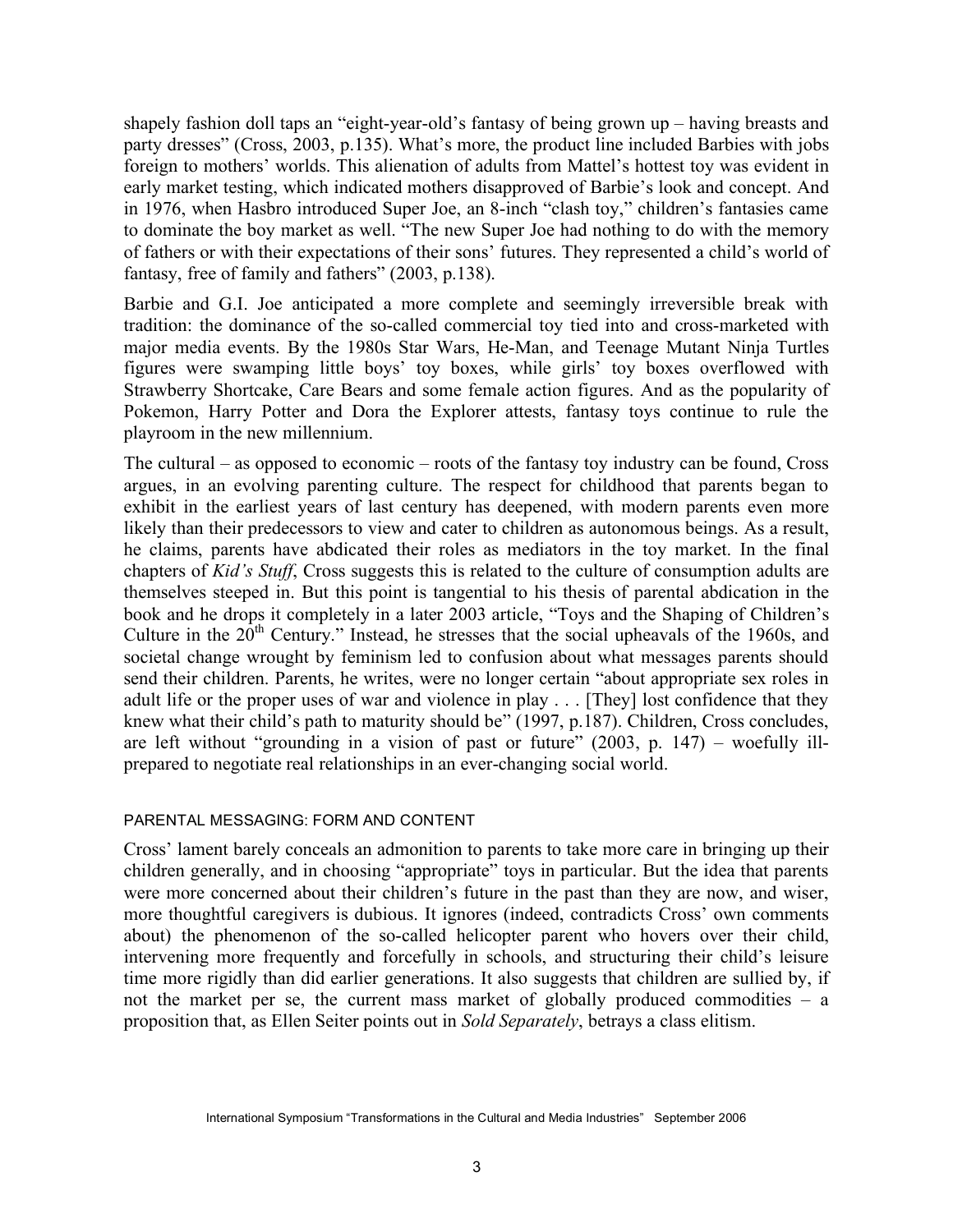shapely fashion doll taps an "eight-year-old's fantasy of being grown up – having breasts and party dresses" (Cross, 2003, p.135). What's more, the product line included Barbies with jobs foreign to mothers' worlds. This alienation of adults from Mattel's hottest toy was evident in early market testing, which indicated mothers disapproved of Barbie's look and concept. And in 1976, when Hasbro introduced Super Joe, an 8-inch "clash toy," children's fantasies came to dominate the boy market as well. "The new Super Joe had nothing to do with the memory of fathers or with their expectations of their sons' futures. They represented a child's world of fantasy, free of family and fathers" (2003, p.138).

Barbie and G.I. Joe anticipated a more complete and seemingly irreversible break with tradition: the dominance of the so-called commercial toy tied into and cross-marketed with major media events. By the 1980s Star Wars, He-Man, and Teenage Mutant Ninja Turtles figures were swamping little boys' toy boxes, while girls' toy boxes overflowed with Strawberry Shortcake, Care Bears and some female action figures. And as the popularity of Pokemon, Harry Potter and Dora the Explorer attests, fantasy toys continue to rule the playroom in the new millennium.

The cultural – as opposed to economic – roots of the fantasy toy industry can be found, Cross argues, in an evolving parenting culture. The respect for childhood that parents began to exhibit in the earliest years of last century has deepened, with modern parents even more likely than their predecessors to view and cater to children as autonomous beings. As a result, he claims, parents have abdicated their roles as mediators in the toy market. In the final chapters of *Kid's Stuff*, Cross suggests this is related to the culture of consumption adults are themselves steeped in. But this point is tangential to his thesis of parental abdication in the book and he drops it completely in a later 2003 article, "Toys and the Shaping of Children's Culture in the 20th Century." Instead, he stresses that the social upheavals of the 1960s, and societal change wrought by feminism led to confusion about what messages parents should send their children. Parents, he writes, were no longer certain "about appropriate sex roles in adult life or the proper uses of war and violence in play . . . [They] lost confidence that they knew what their child's path to maturity should be" (1997, p.187). Children, Cross concludes, are left without "grounding in a vision of past or future" (2003, p. 147) – woefully ill-prepared to negotiate real relationships in an ever-changing social world.

## PARENTAL MESSAGING: FORM AND CONTENT

Cross' lament barely conceals an admonition to parents to take more care in bringing up their children generally, and in choosing "appropriate" toys in particular. But the idea that parents were more concerned about their children's future in the past than they are now, and wiser, more thoughtful caregivers is dubious. It ignores (indeed, contradicts Cross' own comments about) the phenomenon of the so-called helicopter parent who hovers over their child, intervening more frequently and forcefully in schools, and structuring their child's leisure time more rigidly than did earlier generations. It also suggests that children are sullied by, if not the market per se, the current mass market of globally produced commodities – a proposition that, as Ellen Seiter points out in *Sold Separately*, betrays a class elitism.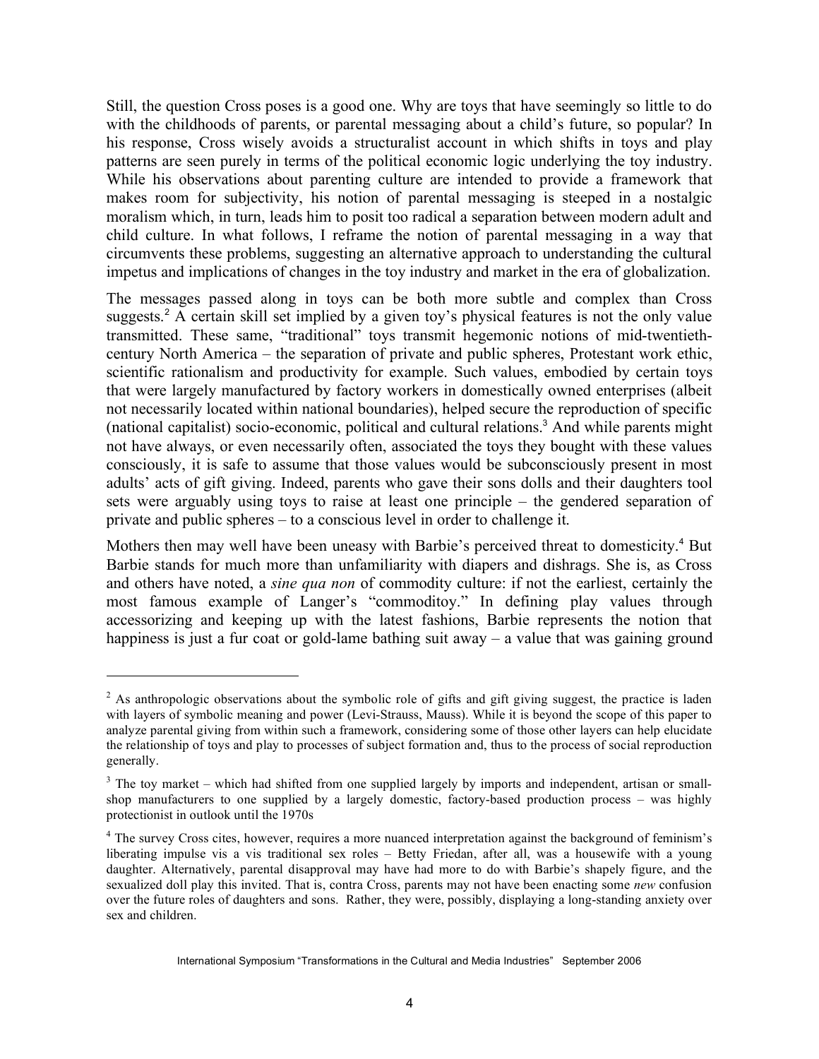Still, the question Cross poses is a good one. Why are toys that have seemingly so little to do with the childhoods of parents, or parental messaging about a child's future, so popular? In his response, Cross wisely avoids a structuralist account in which shifts in toys and play patterns are seen purely in terms of the political economic logic underlying the toy industry. While his observations about parenting culture are intended to provide a framework that makes room for subjectivity, his notion of parental messaging is steeped in a nostalgic moralism which, in turn, leads him to posit too radical a separation between modern adult and child culture. In what follows, I reframe the notion of parental messaging in a way that circumvents these problems, suggesting an alternative approach to understanding the cultural impetus and implications of changes in the toy industry and market in the era of globalization.

The messages passed along in toys can be both more subtle and complex than Cross suggests.[2] A certain skill set implied by a given toy's physical features is not the only value transmitted. These same, "traditional" toys transmit hegemonic notions of mid-twentieth-century North America – the separation of private and public spheres, Protestant work ethic, scientific rationalism and productivity for example. Such values, embodied by certain toys that were largely manufactured by factory workers in domestically owned enterprises (albeit not necessarily located within national boundaries), helped secure the reproduction of specific (national capitalist) socio-economic, political and cultural relations.[3] And while parents might not have always, or even necessarily often, associated the toys they bought with these values consciously, it is safe to assume that those values would be subconsciously present in most adults' acts of gift giving. Indeed, parents who gave their sons dolls and their daughters tool sets were arguably using toys to raise at least one principle – the gendered separation of private and public spheres – to a conscious level in order to challenge it.

Mothers then may well have been uneasy with Barbie's perceived threat to domesticity.[4] But Barbie stands for much more than unfamiliarity with diapers and dishrags. She is, as Cross and others have noted, a *sine qua non* of commodity culture: if not the earliest, certainly the most famous example of Langer's "commoditoy." In defining play values through accessorizing and keeping up with the latest fashions, Barbie represents the notion that happiness is just a fur coat or gold-lame bathing suit away – a value that was gaining ground

---

[2] As anthropologic observations about the symbolic role of gifts and gift giving suggest, the practice is laden with layers of symbolic meaning and power (Levi-Strauss, Mauss). While it is beyond the scope of this paper to analyze parental giving from within such a framework, considering some of those other layers can help elucidate the relationship of toys and play to processes of subject formation and, thus to the process of social reproduction generally.

[3] The toy market – which had shifted from one supplied largely by imports and independent, artisan or small-shop manufacturers to one supplied by a largely domestic, factory-based production process – was highly protectionist in outlook until the 1970s

[4] The survey Cross cites, however, requires a more nuanced interpretation against the background of feminism's liberating impulse vis a vis traditional sex roles – Betty Friedan, after all, was a housewife with a young daughter. Alternatively, parental disapproval may have had more to do with Barbie's shapely figure, and the sexualized doll play this invited. That is, contra Cross, parents may not have been enacting some *new* confusion over the future roles of daughters and sons. Rather, they were, possibly, displaying a long-standing anxiety over sex and children.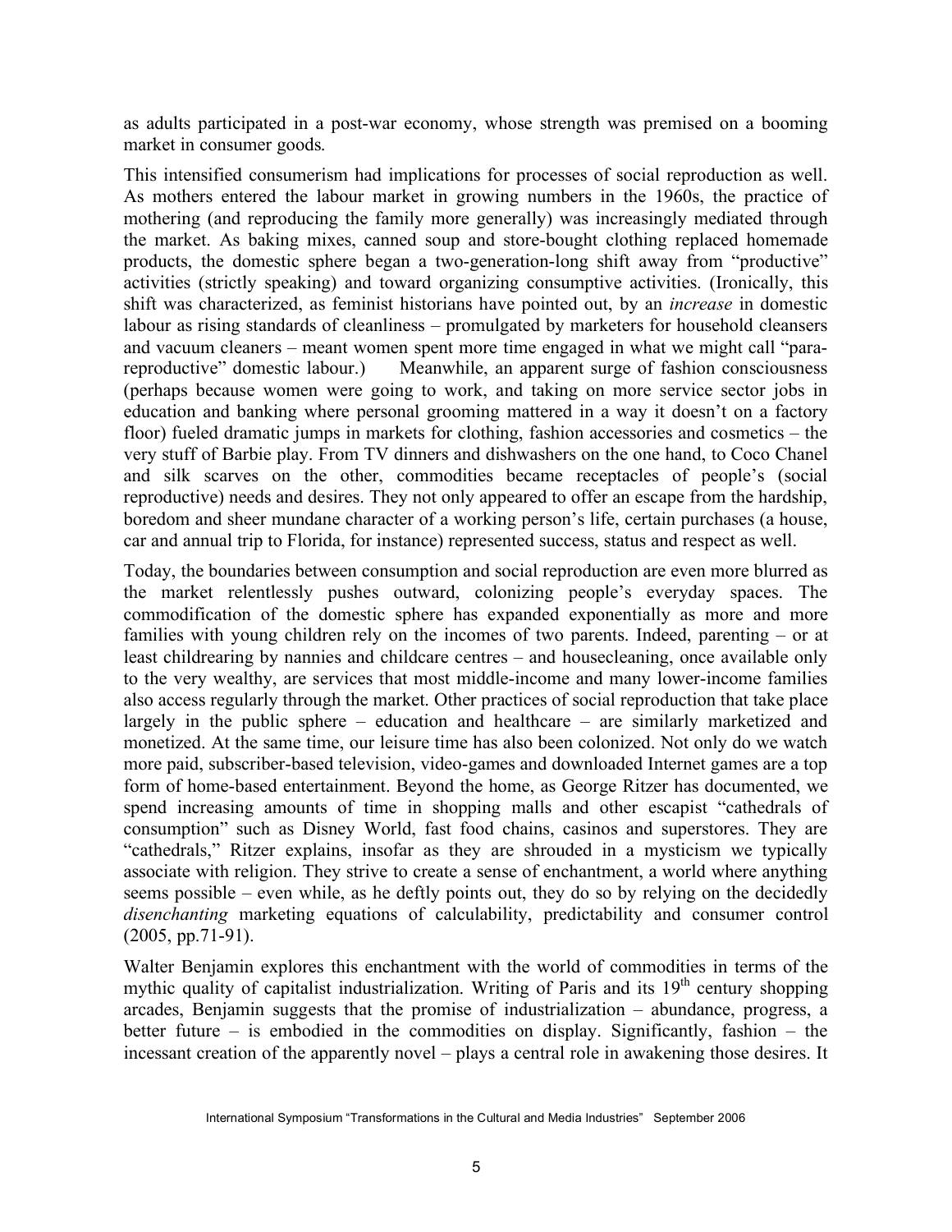as adults participated in a post-war economy, whose strength was premised on a booming market in consumer goods.

This intensified consumerism had implications for processes of social reproduction as well. As mothers entered the labour market in growing numbers in the 1960s, the practice of mothering (and reproducing the family more generally) was increasingly mediated through the market. As baking mixes, canned soup and store-bought clothing replaced homemade products, the domestic sphere began a two-generation-long shift away from "productive" activities (strictly speaking) and toward organizing consumptive activities. (Ironically, this shift was characterized, as feminist historians have pointed out, by an *increase* in domestic labour as rising standards of cleanliness – promulgated by marketers for household cleansers and vacuum cleaners – meant women spent more time engaged in what we might call "para-reproductive" domestic labour.) Meanwhile, an apparent surge of fashion consciousness (perhaps because women were going to work, and taking on more service sector jobs in education and banking where personal grooming mattered in a way it doesn't on a factory floor) fueled dramatic jumps in markets for clothing, fashion accessories and cosmetics – the very stuff of Barbie play. From TV dinners and dishwashers on the one hand, to Coco Chanel and silk scarves on the other, commodities became receptacles of people's (social reproductive) needs and desires. They not only appeared to offer an escape from the hardship, boredom and sheer mundane character of a working person's life, certain purchases (a house, car and annual trip to Florida, for instance) represented success, status and respect as well.

Today, the boundaries between consumption and social reproduction are even more blurred as the market relentlessly pushes outward, colonizing people's everyday spaces. The commodification of the domestic sphere has expanded exponentially as more and more families with young children rely on the incomes of two parents. Indeed, parenting – or at least childrearing by nannies and childcare centres – and housecleaning, once available only to the very wealthy, are services that most middle-income and many lower-income families also access regularly through the market. Other practices of social reproduction that take place largely in the public sphere – education and healthcare – are similarly marketized and monetized. At the same time, our leisure time has also been colonized. Not only do we watch more paid, subscriber-based television, video-games and downloaded Internet games are a top form of home-based entertainment. Beyond the home, as George Ritzer has documented, we spend increasing amounts of time in shopping malls and other escapist "cathedrals of consumption" such as Disney World, fast food chains, casinos and superstores. They are "cathedrals," Ritzer explains, insofar as they are shrouded in a mysticism we typically associate with religion. They strive to create a sense of enchantment, a world where anything seems possible – even while, as he deftly points out, they do so by relying on the decidedly *disenchanting* marketing equations of calculability, predictability and consumer control (2005, pp.71-91).

Walter Benjamin explores this enchantment with the world of commodities in terms of the mythic quality of capitalist industrialization. Writing of Paris and its 19th century shopping arcades, Benjamin suggests that the promise of industrialization – abundance, progress, a better future – is embodied in the commodities on display. Significantly, fashion – the incessant creation of the apparently novel – plays a central role in awakening those desires. It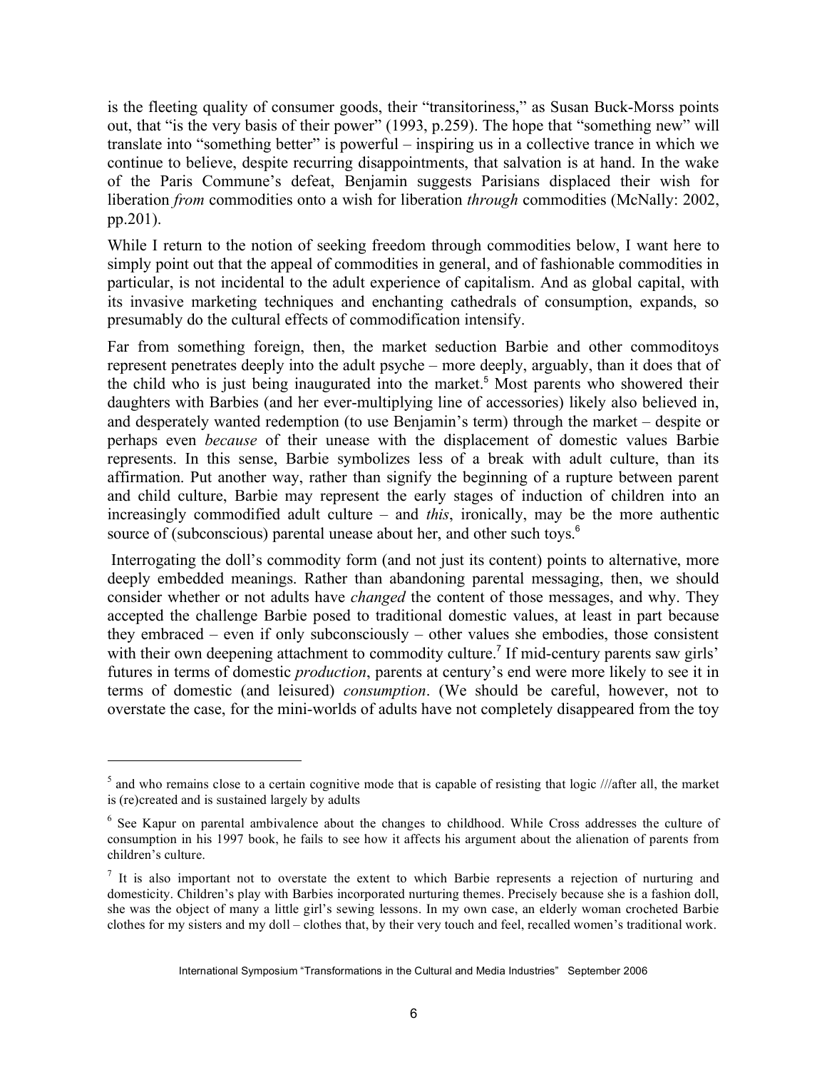is the fleeting quality of consumer goods, their "transitoriness," as Susan Buck-Morss points out, that "is the very basis of their power" (1993, p.259). The hope that "something new" will translate into "something better" is powerful – inspiring us in a collective trance in which we continue to believe, despite recurring disappointments, that salvation is at hand. In the wake of the Paris Commune's defeat, Benjamin suggests Parisians displaced their wish for liberation *from* commodities onto a wish for liberation *through* commodities (McNally: 2002, pp.201).

While I return to the notion of seeking freedom through commodities below, I want here to simply point out that the appeal of commodities in general, and of fashionable commodities in particular, is not incidental to the adult experience of capitalism. And as global capital, with its invasive marketing techniques and enchanting cathedrals of consumption, expands, so presumably do the cultural effects of commodification intensify.

Far from something foreign, then, the market seduction Barbie and other commoditoys represent penetrates deeply into the adult psyche – more deeply, arguably, than it does that of the child who is just being inaugurated into the market.[5] Most parents who showered their daughters with Barbies (and her ever-multiplying line of accessories) likely also believed in, and desperately wanted redemption (to use Benjamin's term) through the market – despite or perhaps even *because* of their unease with the displacement of domestic values Barbie represents. In this sense, Barbie symbolizes less of a break with adult culture, than its affirmation. Put another way, rather than signify the beginning of a rupture between parent and child culture, Barbie may represent the early stages of induction of children into an increasingly commodified adult culture – and *this*, ironically, may be the more authentic source of (subconscious) parental unease about her, and other such toys.[6]

Interrogating the doll's commodity form (and not just its content) points to alternative, more deeply embedded meanings. Rather than abandoning parental messaging, then, we should consider whether or not adults have *changed* the content of those messages, and why. They accepted the challenge Barbie posed to traditional domestic values, at least in part because they embraced – even if only subconsciously – other values she embodies, those consistent with their own deepening attachment to commodity culture.[7] If mid-century parents saw girls' futures in terms of domestic *production*, parents at century's end were more likely to see it in terms of domestic (and leisured) *consumption*. (We should be careful, however, not to overstate the case, for the mini-worlds of adults have not completely disappeared from the toy

---

[5] and who remains close to a certain cognitive mode that is capable of resisting that logic ///after all, the market is (re)created and is sustained largely by adults

[6] See Kapur on parental ambivalence about the changes to childhood. While Cross addresses the culture of consumption in his 1997 book, he fails to see how it affects his argument about the alienation of parents from children's culture.

[7] It is also important not to overstate the extent to which Barbie represents a rejection of nurturing and domesticity. Children's play with Barbies incorporated nurturing themes. Precisely because she is a fashion doll, she was the object of many a little girl's sewing lessons. In my own case, an elderly woman crocheted Barbie clothes for my sisters and my doll – clothes that, by their very touch and feel, recalled women's traditional work.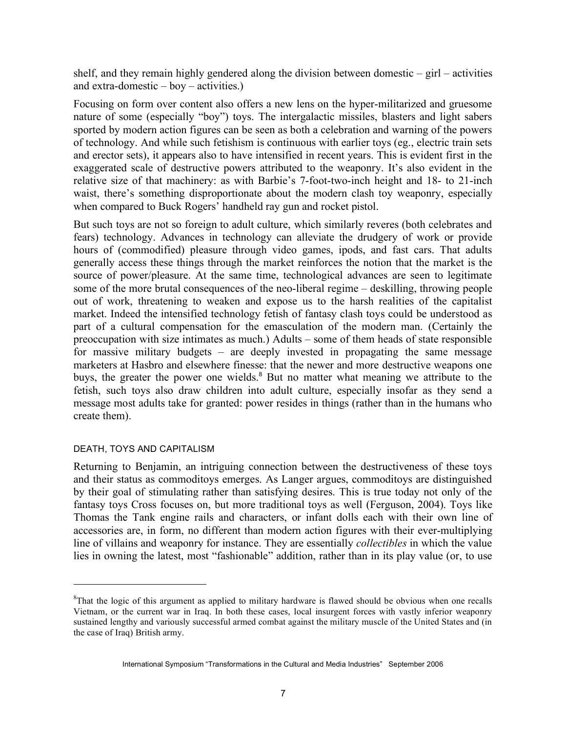shelf, and they remain highly gendered along the division between domestic – girl – activities and extra-domestic – boy – activities.)

Focusing on form over content also offers a new lens on the hyper-militarized and gruesome nature of some (especially "boy") toys. The intergalactic missiles, blasters and light sabers sported by modern action figures can be seen as both a celebration and warning of the powers of technology. And while such fetishism is continuous with earlier toys (eg., electric train sets and erector sets), it appears also to have intensified in recent years. This is evident first in the exaggerated scale of destructive powers attributed to the weaponry. It's also evident in the relative size of that machinery: as with Barbie's 7-foot-two-inch height and 18- to 21-inch waist, there's something disproportionate about the modern clash toy weaponry, especially when compared to Buck Rogers' handheld ray gun and rocket pistol.

But such toys are not so foreign to adult culture, which similarly reveres (both celebrates and fears) technology. Advances in technology can alleviate the drudgery of work or provide hours of (commodified) pleasure through video games, ipods, and fast cars. That adults generally access these things through the market reinforces the notion that the market is the source of power/pleasure. At the same time, technological advances are seen to legitimate some of the more brutal consequences of the neo-liberal regime – deskilling, throwing people out of work, threatening to weaken and expose us to the harsh realities of the capitalist market. Indeed the intensified technology fetish of fantasy clash toys could be understood as part of a cultural compensation for the emasculation of the modern man. (Certainly the preoccupation with size intimates as much.) Adults – some of them heads of state responsible for massive military budgets – are deeply invested in propagating the same message marketers at Hasbro and elsewhere finesse: that the newer and more destructive weapons one buys, the greater the power one wields.[8] But no matter what meaning we attribute to the fetish, such toys also draw children into adult culture, especially insofar as they send a message most adults take for granted: power resides in things (rather than in the humans who create them).

## DEATH, TOYS AND CAPITALISM

Returning to Benjamin, an intriguing connection between the destructiveness of these toys and their status as commoditoys emerges. As Langer argues, commoditoys are distinguished by their goal of stimulating rather than satisfying desires. This is true today not only of the fantasy toys Cross focuses on, but more traditional toys as well (Ferguson, 2004). Toys like Thomas the Tank engine rails and characters, or infant dolls each with their own line of accessories are, in form, no different than modern action figures with their ever-multiplying line of villains and weaponry for instance. They are essentially *collectibles* in which the value lies in owning the latest, most "fashionable" addition, rather than in its play value (or, to use

[8] That the logic of this argument as applied to military hardware is flawed should be obvious when one recalls Vietnam, or the current war in Iraq. In both these cases, local insurgent forces with vastly inferior weaponry sustained lengthy and variously successful armed combat against the military muscle of the United States and (in the case of Iraq) British army.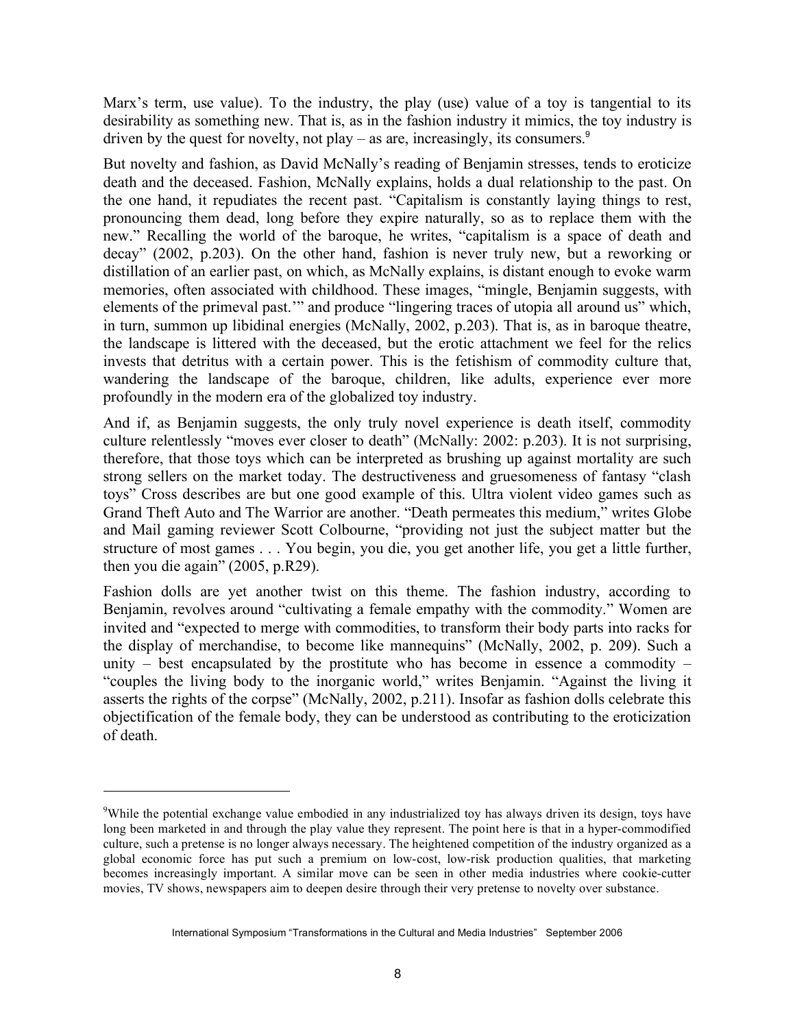Marx's term, use value). To the industry, the play (use) value of a toy is tangential to its desirability as something new. That is, as in the fashion industry it mimics, the toy industry is driven by the quest for novelty, not play – as are, increasingly, its consumers.[9]

But novelty and fashion, as David McNally's reading of Benjamin stresses, tends to eroticize death and the deceased. Fashion, McNally explains, holds a dual relationship to the past. On the one hand, it repudiates the recent past. "Capitalism is constantly laying things to rest, pronouncing them dead, long before they expire naturally, so as to replace them with the new." Recalling the world of the baroque, he writes, "capitalism is a space of death and decay" (2002, p.203). On the other hand, fashion is never truly new, but a reworking or distillation of an earlier past, on which, as McNally explains, is distant enough to evoke warm memories, often associated with childhood. These images, "mingle, Benjamin suggests, with elements of the primeval past.'" and produce "lingering traces of utopia all around us" which, in turn, summon up libidinal energies (McNally, 2002, p.203). That is, as in baroque theatre, the landscape is littered with the deceased, but the erotic attachment we feel for the relics invests that detritus with a certain power. This is the fetishism of commodity culture that, wandering the landscape of the baroque, children, like adults, experience ever more profoundly in the modern era of the globalized toy industry.

And if, as Benjamin suggests, the only truly novel experience is death itself, commodity culture relentlessly "moves ever closer to death" (McNally: 2002: p.203). It is not surprising, therefore, that those toys which can be interpreted as brushing up against mortality are such strong sellers on the market today. The destructiveness and gruesomeness of fantasy "clash toys" Cross describes are but one good example of this. Ultra violent video games such as Grand Theft Auto and The Warrior are another. "Death permeates this medium," writes Globe and Mail gaming reviewer Scott Colbourne, "providing not just the subject matter but the structure of most games . . . You begin, you die, you get another life, you get a little further, then you die again" (2005, p.R29).

Fashion dolls are yet another twist on this theme. The fashion industry, according to Benjamin, revolves around "cultivating a female empathy with the commodity." Women are invited and "expected to merge with commodities, to transform their body parts into racks for the display of merchandise, to become like mannequins" (McNally, 2002, p. 209). Such a unity – best encapsulated by the prostitute who has become in essence a commodity – "couples the living body to the inorganic world," writes Benjamin. "Against the living it asserts the rights of the corpse" (McNally, 2002, p.211). Insofar as fashion dolls celebrate this objectification of the female body, they can be understood as contributing to the eroticization of death.

---

[9]While the potential exchange value embodied in any industrialized toy has always driven its design, toys have long been marketed in and through the play value they represent. The point here is that in a hyper-commodified culture, such a pretense is no longer always necessary. The heightened competition of the industry organized as a global economic force has put such a premium on low-cost, low-risk production qualities, that marketing becomes increasingly important. A similar move can be seen in other media industries where cookie-cutter movies, TV shows, newspapers aim to deepen desire through their very pretense to novelty over substance.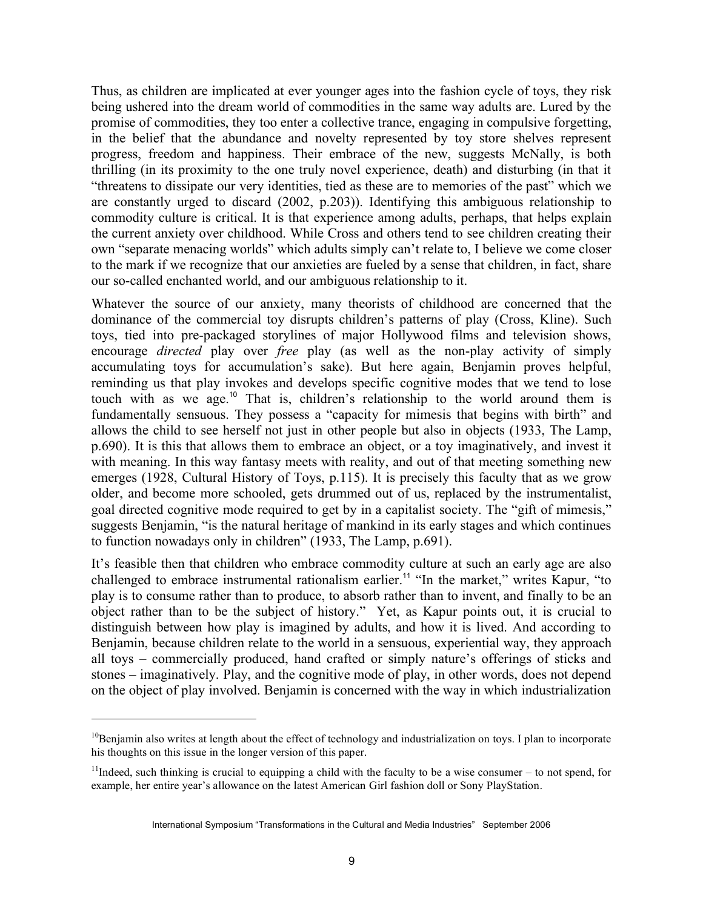Thus, as children are implicated at ever younger ages into the fashion cycle of toys, they risk being ushered into the dream world of commodities in the same way adults are. Lured by the promise of commodities, they too enter a collective trance, engaging in compulsive forgetting, in the belief that the abundance and novelty represented by toy store shelves represent progress, freedom and happiness. Their embrace of the new, suggests McNally, is both thrilling (in its proximity to the one truly novel experience, death) and disturbing (in that it "threatens to dissipate our very identities, tied as these are to memories of the past" which we are constantly urged to discard (2002, p.203)). Identifying this ambiguous relationship to commodity culture is critical. It is that experience among adults, perhaps, that helps explain the current anxiety over childhood. While Cross and others tend to see children creating their own "separate menacing worlds" which adults simply can't relate to, I believe we come closer to the mark if we recognize that our anxieties are fueled by a sense that children, in fact, share our so-called enchanted world, and our ambiguous relationship to it.

Whatever the source of our anxiety, many theorists of childhood are concerned that the dominance of the commercial toy disrupts children's patterns of play (Cross, Kline). Such toys, tied into pre-packaged storylines of major Hollywood films and television shows, encourage *directed* play over *free* play (as well as the non-play activity of simply accumulating toys for accumulation's sake). But here again, Benjamin proves helpful, reminding us that play invokes and develops specific cognitive modes that we tend to lose touch with as we age.[10] That is, children's relationship to the world around them is fundamentally sensuous. They possess a "capacity for mimesis that begins with birth" and allows the child to see herself not just in other people but also in objects (1933, The Lamp, p.690). It is this that allows them to embrace an object, or a toy imaginatively, and invest it with meaning. In this way fantasy meets with reality, and out of that meeting something new emerges (1928, Cultural History of Toys, p.115). It is precisely this faculty that as we grow older, and become more schooled, gets drummed out of us, replaced by the instrumentalist, goal directed cognitive mode required to get by in a capitalist society. The "gift of mimesis," suggests Benjamin, "is the natural heritage of mankind in its early stages and which continues to function nowadays only in children" (1933, The Lamp, p.691).

It's feasible then that children who embrace commodity culture at such an early age are also challenged to embrace instrumental rationalism earlier.[11] "In the market," writes Kapur, "to play is to consume rather than to produce, to absorb rather than to invent, and finally to be an object rather than to be the subject of history." Yet, as Kapur points out, it is crucial to distinguish between how play is imagined by adults, and how it is lived. And according to Benjamin, because children relate to the world in a sensuous, experiential way, they approach all toys – commercially produced, hand crafted or simply nature's offerings of sticks and stones – imaginatively. Play, and the cognitive mode of play, in other words, does not depend on the object of play involved. Benjamin is concerned with the way in which industrialization

[10] Benjamin also writes at length about the effect of technology and industrialization on toys. I plan to incorporate his thoughts on this issue in the longer version of this paper.

[11] Indeed, such thinking is crucial to equipping a child with the faculty to be a wise consumer – to not spend, for example, her entire year's allowance on the latest American Girl fashion doll or Sony PlayStation.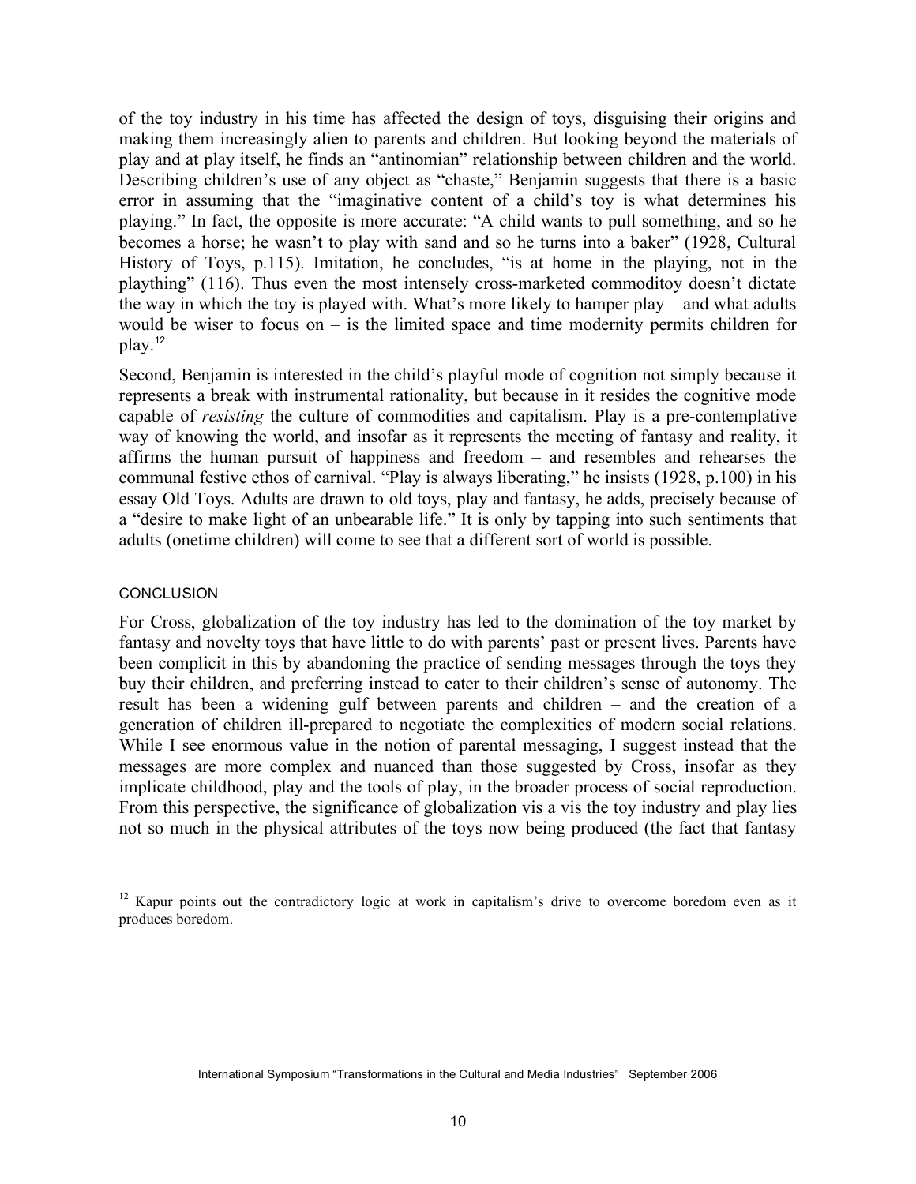of the toy industry in his time has affected the design of toys, disguising their origins and making them increasingly alien to parents and children. But looking beyond the materials of play and at play itself, he finds an "antinomian" relationship between children and the world. Describing children's use of any object as "chaste," Benjamin suggests that there is a basic error in assuming that the "imaginative content of a child's toy is what determines his playing." In fact, the opposite is more accurate: "A child wants to pull something, and so he becomes a horse; he wasn't to play with sand and so he turns into a baker" (1928, Cultural History of Toys, p.115). Imitation, he concludes, "is at home in the playing, not in the plaything" (116). Thus even the most intensely cross-marketed commoditoy doesn't dictate the way in which the toy is played with. What's more likely to hamper play – and what adults would be wiser to focus on – is the limited space and time modernity permits children for play.[12]

Second, Benjamin is interested in the child's playful mode of cognition not simply because it represents a break with instrumental rationality, but because in it resides the cognitive mode capable of *resisting* the culture of commodities and capitalism. Play is a pre-contemplative way of knowing the world, and insofar as it represents the meeting of fantasy and reality, it affirms the human pursuit of happiness and freedom – and resembles and rehearses the communal festive ethos of carnival. "Play is always liberating," he insists (1928, p.100) in his essay Old Toys. Adults are drawn to old toys, play and fantasy, he adds, precisely because of a "desire to make light of an unbearable life." It is only by tapping into such sentiments that adults (onetime children) will come to see that a different sort of world is possible.

## CONCLUSION

For Cross, globalization of the toy industry has led to the domination of the toy market by fantasy and novelty toys that have little to do with parents' past or present lives. Parents have been complicit in this by abandoning the practice of sending messages through the toys they buy their children, and preferring instead to cater to their children's sense of autonomy. The result has been a widening gulf between parents and children – and the creation of a generation of children ill-prepared to negotiate the complexities of modern social relations. While I see enormous value in the notion of parental messaging, I suggest instead that the messages are more complex and nuanced than those suggested by Cross, insofar as they implicate childhood, play and the tools of play, in the broader process of social reproduction. From this perspective, the significance of globalization vis a vis the toy industry and play lies not so much in the physical attributes of the toys now being produced (the fact that fantasy

---

[12] Kapur points out the contradictory logic at work in capitalism's drive to overcome boredom even as it produces boredom.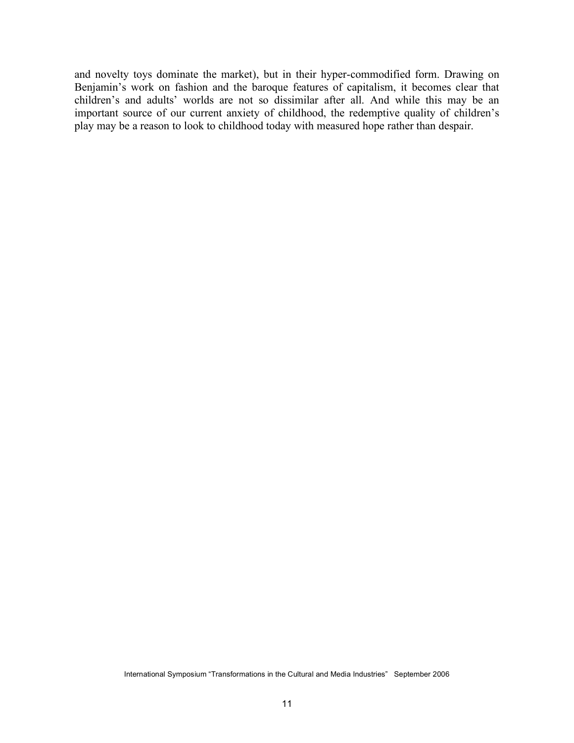and novelty toys dominate the market), but in their hyper-commodified form. Drawing on Benjamin's work on fashion and the baroque features of capitalism, it becomes clear that children's and adults' worlds are not so dissimilar after all. And while this may be an important source of our current anxiety of childhood, the redemptive quality of children's play may be a reason to look to childhood today with measured hope rather than despair.